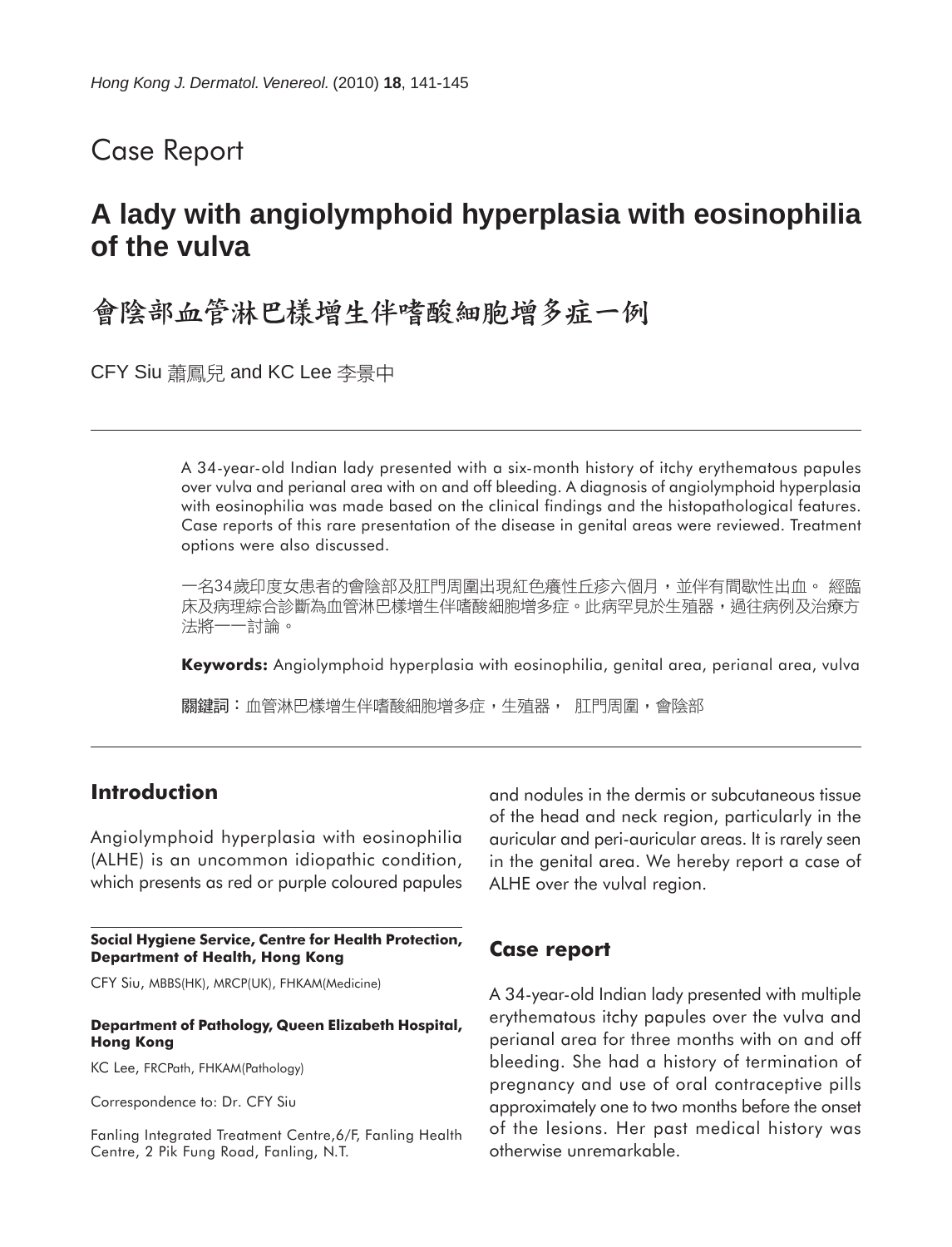Case Report

# A lady with angiolymphoid hyperplasia with eosinophilia of the vulva

# 會陰部血管淋巴樣增生伴嗜酸細胞增多症一例

CFY Siu 蕭鳳兒 and KC Lee 李景中

A 34-year-old Indian lady presented with a six-month history of itchy erythematous papules over vulva and perianal area with on and off bleeding. A diagnosis of angiolymphoid hyperplasia with eosinophilia was made based on the clinical findings and the histopathological features. Case reports of this rare presentation of the disease in genital areas were reviewed. Treatment options were also discussed.

一名34歲印度女患者的會陰部及肛門周圍出現紅色癢性丘疹六個月，並伴有間歇性出血。 經臨床及病理綜合診斷為血管淋巴樣增生伴嗜酸細胞增多症。此病罕見於生殖器，過往病例及治療方法將一一討論。

**Keywords:** Angiolymphoid hyperplasia with eosinophilia, genital area, perianal area, vulva

**關鍵詞：**血管淋巴樣增生伴嗜酸細胞增多症，生殖器， 肛門周圍，會陰部

## Introduction

Angiolymphoid hyperplasia with eosinophilia (ALHE) is an uncommon idiopathic condition, which presents as red or purple coloured papules and nodules in the dermis or subcutaneous tissue of the head and neck region, particularly in the auricular and peri-auricular areas. It is rarely seen in the genital area. We hereby report a case of ALHE over the vulval region.

## Case report

A 34-year-old Indian lady presented with multiple erythematous itchy papules over the vulva and perianal area for three months with on and off bleeding. She had a history of termination of pregnancy and use of oral contraceptive pills approximately one to two months before the onset of the lesions. Her past medical history was otherwise unremarkable.

**Social Hygiene Service, Centre for Health Protection, Department of Health, Hong Kong**

CFY Siu, MBBS(HK), MRCP(UK), FHKAM(Medicine)

**Department of Pathology, Queen Elizabeth Hospital, Hong Kong**

KC Lee, FRCPath, FHKAM(Pathology)

Correspondence to: Dr. CFY Siu

Fanling Integrated Treatment Centre,6/F, Fanling Health Centre, 2 Pik Fung Road, Fanling, N.T.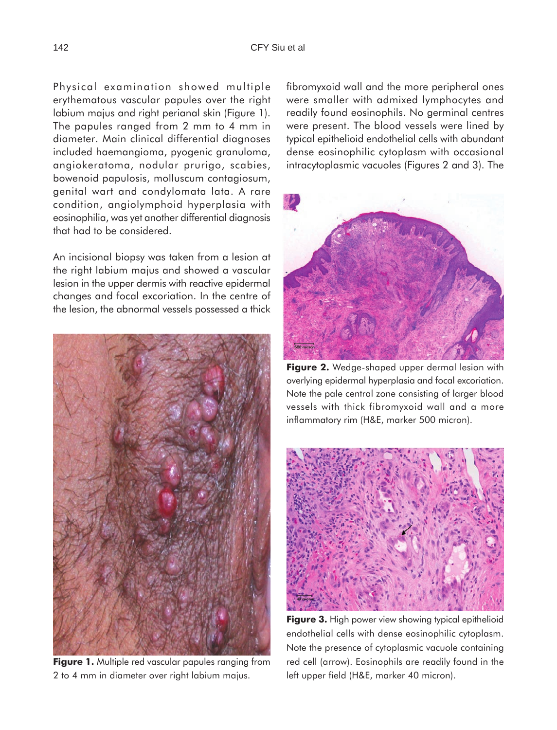Physical examination showed multiple erythematous vascular papules over the right labium majus and right perianal skin (Figure 1). The papules ranged from 2 mm to 4 mm in diameter. Main clinical differential diagnoses included haemangioma, pyogenic granuloma, angiokeratoma, nodular prurigo, scabies, bowenoid papulosis, molluscum contagiosum, genital wart and condylomata lata. A rare condition, angiolymphoid hyperplasia with eosinophilia, was yet another differential diagnosis that had to be considered.

An incisional biopsy was taken from a lesion at the right labium majus and showed a vascular lesion in the upper dermis with reactive epidermal changes and focal excoriation. In the centre of the lesion, the abnormal vessels possessed a thick fibromyxoid wall and the more peripheral ones were smaller with admixed lymphocytes and readily found eosinophils. No germinal centres were present. The blood vessels were lined by typical epithelioid endothelial cells with abundant dense eosinophilic cytoplasm with occasional intracytoplasmic vacuoles (Figures 2 and 3). The

**Figure 1.** Multiple red vascular papules ranging from 2 to 4 mm in diameter over right labium majus.

**Figure 2.** Wedge-shaped upper dermal lesion with overlying epidermal hyperplasia and focal excoriation. Note the pale central zone consisting of larger blood vessels with thick fibromyxoid wall and a more inflammatory rim (H&E, marker 500 micron).

**Figure 3.** High power view showing typical epithelioid endothelial cells with dense eosinophilic cytoplasm. Note the presence of cytoplasmic vacuole containing red cell (arrow). Eosinophils are readily found in the left upper field (H&E, marker 40 micron).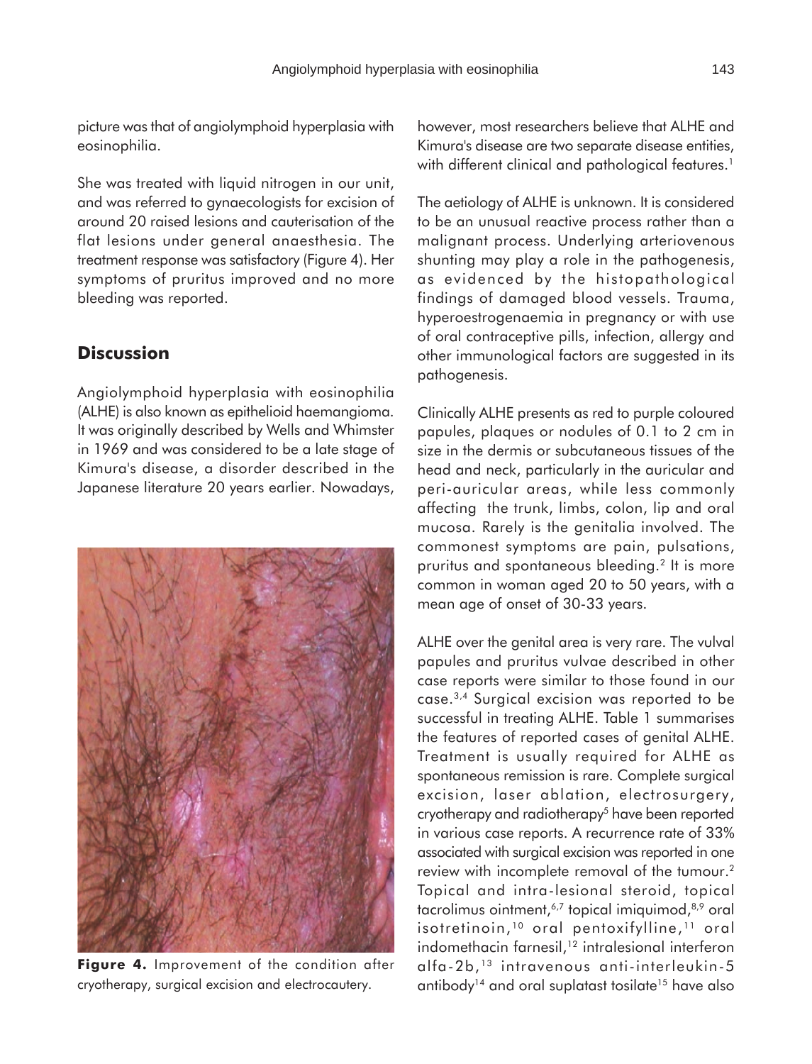picture was that of angiolymphoid hyperplasia with eosinophilia.

She was treated with liquid nitrogen in our unit, and was referred to gynaecologists for excision of around 20 raised lesions and cauterisation of the flat lesions under general anaesthesia. The treatment response was satisfactory (Figure 4). Her symptoms of pruritus improved and no more bleeding was reported.

## Discussion

Angiolymphoid hyperplasia with eosinophilia (ALHE) is also known as epithelioid haemangioma. It was originally described by Wells and Whimster in 1969 and was considered to be a late stage of Kimura's disease, a disorder described in the Japanese literature 20 years earlier. Nowadays, however, most researchers believe that ALHE and Kimura's disease are two separate disease entities, with different clinical and pathological features.[1]

**Figure 4.** Improvement of the condition after cryotherapy, surgical excision and electrocautery.

The aetiology of ALHE is unknown. It is considered to be an unusual reactive process rather than a malignant process. Underlying arteriovenous shunting may play a role in the pathogenesis, as evidenced by the histopathological findings of damaged blood vessels. Trauma, hyperoestrogenaemia in pregnancy or with use of oral contraceptive pills, infection, allergy and other immunological factors are suggested in its pathogenesis.

Clinically ALHE presents as red to purple coloured papules, plaques or nodules of 0.1 to 2 cm in size in the dermis or subcutaneous tissues of the head and neck, particularly in the auricular and peri-auricular areas, while less commonly affecting the trunk, limbs, colon, lip and oral mucosa. Rarely is the genitalia involved. The commonest symptoms are pain, pulsations, pruritus and spontaneous bleeding.[2] It is more common in woman aged 20 to 50 years, with a mean age of onset of 30-33 years.

ALHE over the genital area is very rare. The vulval papules and pruritus vulvae described in other case reports were similar to those found in our case.[3,4] Surgical excision was reported to be successful in treating ALHE. Table 1 summarises the features of reported cases of genital ALHE. Treatment is usually required for ALHE as spontaneous remission is rare. Complete surgical excision, laser ablation, electrosurgery, cryotherapy and radiotherapy[5] have been reported in various case reports. A recurrence rate of 33% associated with surgical excision was reported in one review with incomplete removal of the tumour.[2] Topical and intra-lesional steroid, topical tacrolimus ointment,[6,7] topical imiquimod,[8,9] oral isotretinoin,[10] oral pentoxifylline,[11] oral indomethacin farnesil,[12] intralesional interferon alfa-2b,[13] intravenous anti-interleukin-5 antibody[14] and oral suplatast tosilate[15] have also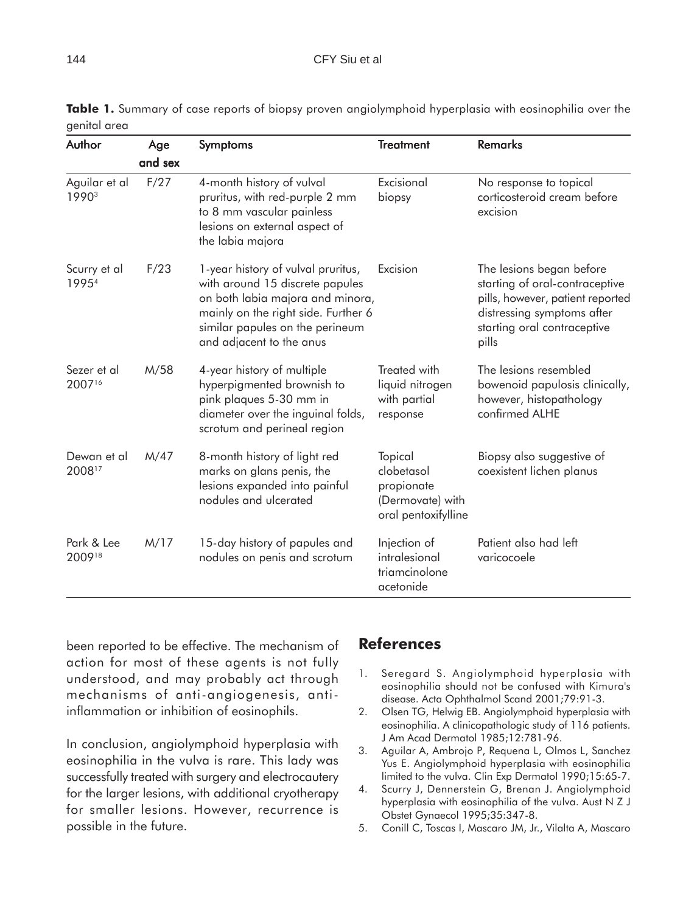**Table 1.** Summary of case reports of biopsy proven angiolymphoid hyperplasia with eosinophilia over the genital area

| Author | Age and sex | Symptoms | Treatment | Remarks |
|---|---|---|---|---|
| Aguilar et al 1990[3] | F/27 | 4-month history of vulval pruritus, with red-purple 2 mm to 8 mm vascular painless lesions on external aspect of the labia majora | Excisional biopsy | No response to topical corticosteroid cream before excision |
| Scurry et al 1995[4] | F/23 | 1-year history of vulval pruritus, with around 15 discrete papules on both labia majora and minora, mainly on the right side. Further 6 similar papules on the perineum and adjacent to the anus | Excision | The lesions began before starting of oral-contraceptive pills, however, patient reported distressing symptoms after starting oral contraceptive pills |
| Sezer et al 2007[16] | M/58 | 4-year history of multiple hyperpigmented brownish to pink plaques 5-30 mm in diameter over the inguinal folds, scrotum and perineal region | Treated with liquid nitrogen with partial response | The lesions resembled bowenoid papulosis clinically, however, histopathology confirmed ALHE |
| Dewan et al 2008[17] | M/47 | 8-month history of light red marks on glans penis, the lesions expanded into painful nodules and ulcerated | Topical clobetasol propionate (Dermovate) with oral pentoxifylline | Biopsy also suggestive of coexistent lichen planus |
| Park & Lee 2009[18] | M/17 | 15-day history of papules and nodules on penis and scrotum | Injection of intralesional triamcinolone acetonide | Patient also had left varicocoele |

been reported to be effective. The mechanism of action for most of these agents is not fully understood, and may probably act through mechanisms of anti-angiogenesis, anti-inflammation or inhibition of eosinophils.

In conclusion, angiolymphoid hyperplasia with eosinophilia in the vulva is rare. This lady was successfully treated with surgery and electrocautery for the larger lesions, with additional cryotherapy for smaller lesions. However, recurrence is possible in the future.

## References

1. Seregard S. Angiolymphoid hyperplasia with eosinophilia should not be confused with Kimura's disease. Acta Ophthalmol Scand 2001;79:91-3.
2. Olsen TG, Helwig EB. Angiolymphoid hyperplasia with eosinophilia. A clinicopathologic study of 116 patients. J Am Acad Dermatol 1985;12:781-96.
3. Aguilar A, Ambrojo P, Requena L, Olmos L, Sanchez Yus E. Angiolymphoid hyperplasia with eosinophilia limited to the vulva. Clin Exp Dermatol 1990;15:65-7.
4. Scurry J, Dennerstein G, Brenan J. Angiolymphoid hyperplasia with eosinophilia of the vulva. Aust N Z J Obstet Gynaecol 1995;35:347-8.
5. Conill C, Toscas I, Mascaro JM, Jr., Vilalta A, Mascaro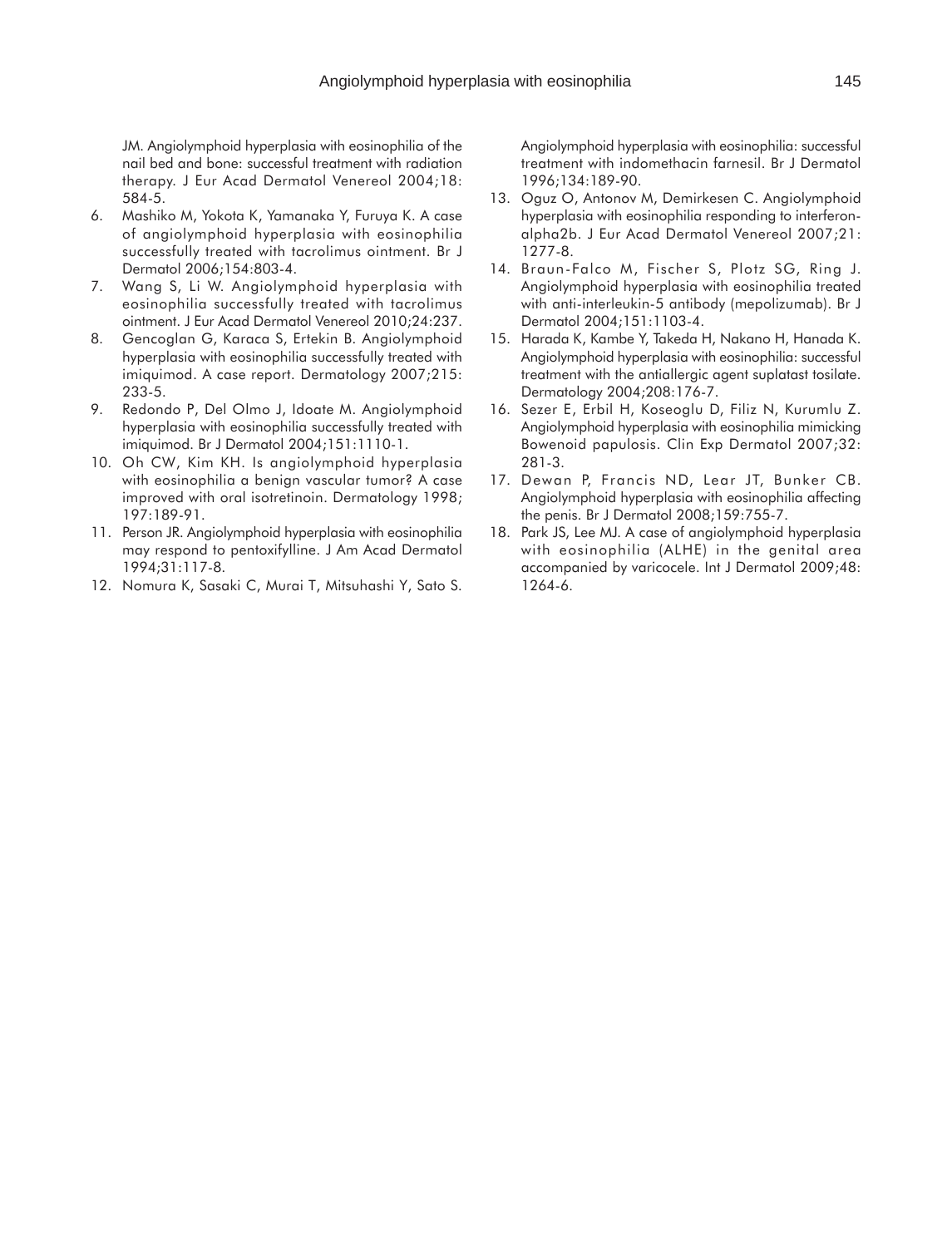JM. Angiolymphoid hyperplasia with eosinophilia of the nail bed and bone: successful treatment with radiation therapy. J Eur Acad Dermatol Venereol 2004;18: 584-5.

6. Mashiko M, Yokota K, Yamanaka Y, Furuya K. A case of angiolymphoid hyperplasia with eosinophilia successfully treated with tacrolimus ointment. Br J Dermatol 2006;154:803-4.
7. Wang S, Li W. Angiolymphoid hyperplasia with eosinophilia successfully treated with tacrolimus ointment. J Eur Acad Dermatol Venereol 2010;24:237.
8. Gencoglan G, Karaca S, Ertekin B. Angiolymphoid hyperplasia with eosinophilia successfully treated with imiquimod. A case report. Dermatology 2007;215: 233-5.
9. Redondo P, Del Olmo J, Idoate M. Angiolymphoid hyperplasia with eosinophilia successfully treated with imiquimod. Br J Dermatol 2004;151:1110-1.
10. Oh CW, Kim KH. Is angiolymphoid hyperplasia with eosinophilia a benign vascular tumor? A case improved with oral isotretinoin. Dermatology 1998; 197:189-91.
11. Person JR. Angiolymphoid hyperplasia with eosinophilia may respond to pentoxifylline. J Am Acad Dermatol 1994;31:117-8.
12. Nomura K, Sasaki C, Murai T, Mitsuhashi Y, Sato S. Angiolymphoid hyperplasia with eosinophilia: successful treatment with indomethacin farnesil. Br J Dermatol 1996;134:189-90.
13. Oguz O, Antonov M, Demirkesen C. Angiolymphoid hyperplasia with eosinophilia responding to interferon-alpha2b. J Eur Acad Dermatol Venereol 2007;21: 1277-8.
14. Braun-Falco M, Fischer S, Plotz SG, Ring J. Angiolymphoid hyperplasia with eosinophilia treated with anti-interleukin-5 antibody (mepolizumab). Br J Dermatol 2004;151:1103-4.
15. Harada K, Kambe Y, Takeda H, Nakano H, Hanada K. Angiolymphoid hyperplasia with eosinophilia: successful treatment with the antiallergic agent suplatast tosilate. Dermatology 2004;208:176-7.
16. Sezer E, Erbil H, Koseoglu D, Filiz N, Kurumlu Z. Angiolymphoid hyperplasia with eosinophilia mimicking Bowenoid papulosis. Clin Exp Dermatol 2007;32: 281-3.
17. Dewan P, Francis ND, Lear JT, Bunker CB. Angiolymphoid hyperplasia with eosinophilia affecting the penis. Br J Dermatol 2008;159:755-7.
18. Park JS, Lee MJ. A case of angiolymphoid hyperplasia with eosinophilia (ALHE) in the genital area accompanied by varicocele. Int J Dermatol 2009;48: 1264-6.